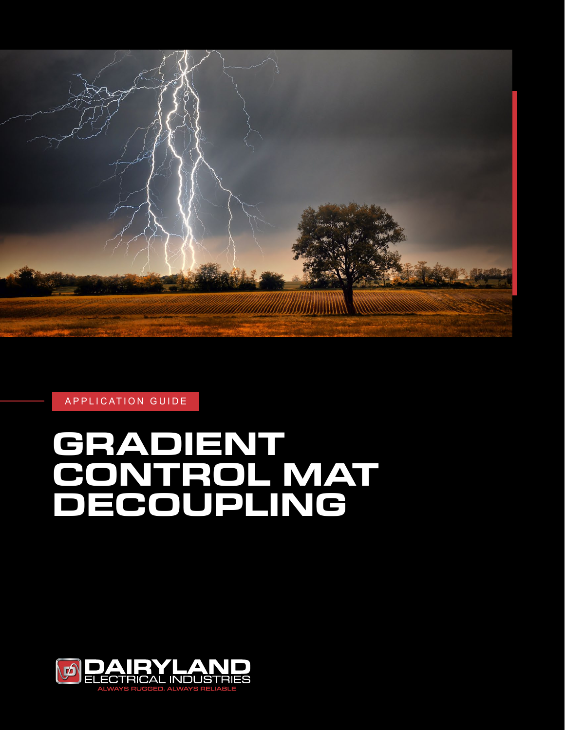APPLICATION GUIDE

# GRADIENT CONTROL MAT DECOUPLING

DAIRYLAND ELECTRICAL INDUSTRIES

ALWAYS RUGGED. ALWAYS RELIABLE.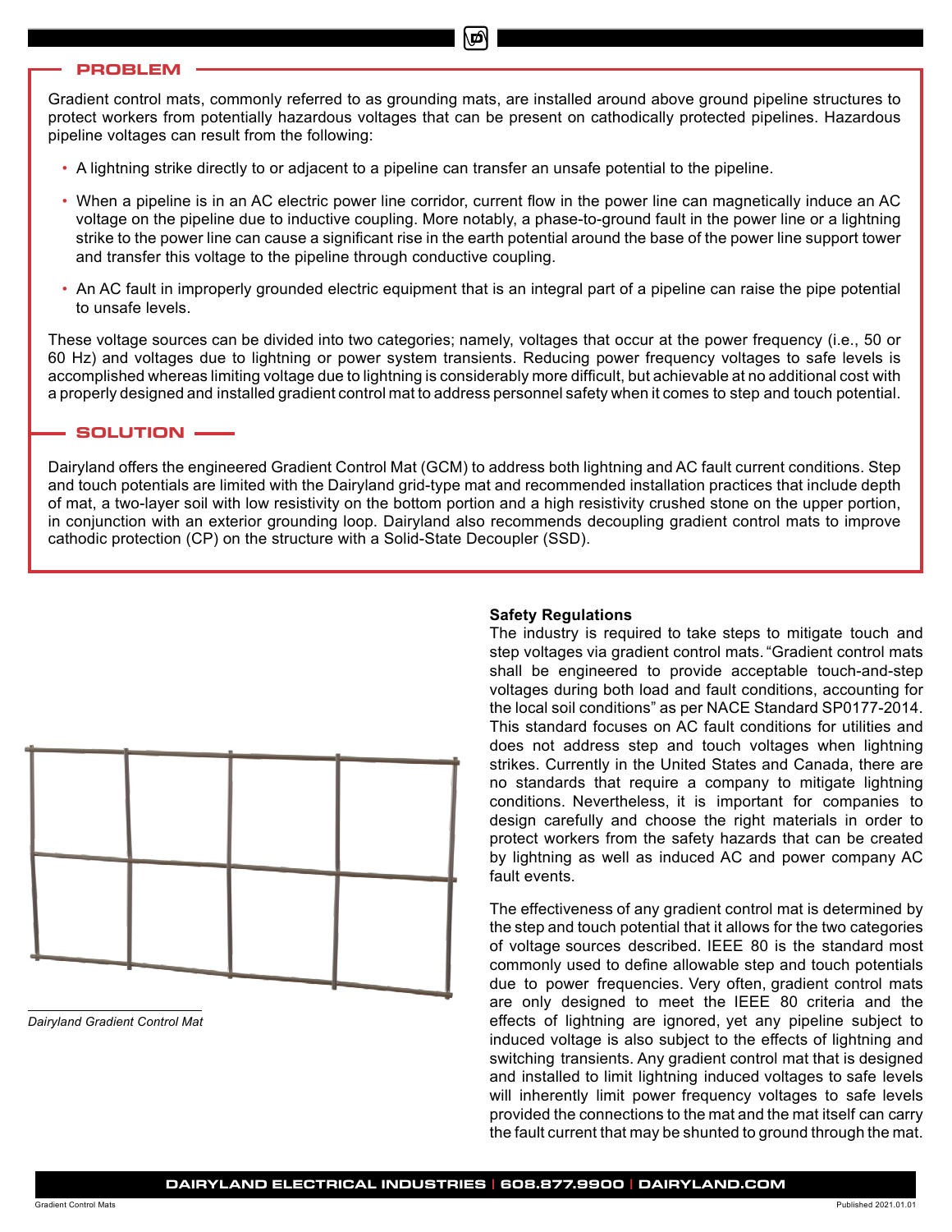## PROBLEM

Gradient control mats, commonly referred to as grounding mats, are installed around above ground pipeline structures to protect workers from potentially hazardous voltages that can be present on cathodically protected pipelines. Hazardous pipeline voltages can result from the following:

- A lightning strike directly to or adjacent to a pipeline can transfer an unsafe potential to the pipeline.
- When a pipeline is in an AC electric power line corridor, current flow in the power line can magnetically induce an AC voltage on the pipeline due to inductive coupling. More notably, a phase-to-ground fault in the power line or a lightning strike to the power line can cause a significant rise in the earth potential around the base of the power line support tower and transfer this voltage to the pipeline through conductive coupling.
- An AC fault in improperly grounded electric equipment that is an integral part of a pipeline can raise the pipe potential to unsafe levels.

These voltage sources can be divided into two categories; namely, voltages that occur at the power frequency (i.e., 50 or 60 Hz) and voltages due to lightning or power system transients. Reducing power frequency voltages to safe levels is accomplished whereas limiting voltage due to lightning is considerably more difficult, but achievable at no additional cost with a properly designed and installed gradient control mat to address personnel safety when it comes to step and touch potential.

## SOLUTION

Dairyland offers the engineered Gradient Control Mat (GCM) to address both lightning and AC fault current conditions. Step and touch potentials are limited with the Dairyland grid-type mat and recommended installation practices that include depth of mat, a two-layer soil with low resistivity on the bottom portion and a high resistivity crushed stone on the upper portion, in conjunction with an exterior grounding loop. Dairyland also recommends decoupling gradient control mats to improve cathodic protection (CP) on the structure with a Solid-State Decoupler (SSD).

*Dairyland Gradient Control Mat*

**Safety Regulations**

The industry is required to take steps to mitigate touch and step voltages via gradient control mats. "Gradient control mats shall be engineered to provide acceptable touch-and-step voltages during both load and fault conditions, accounting for the local soil conditions" as per NACE Standard SP0177-2014. This standard focuses on AC fault conditions for utilities and does not address step and touch voltages when lightning strikes. Currently in the United States and Canada, there are no standards that require a company to mitigate lightning conditions. Nevertheless, it is important for companies to design carefully and choose the right materials in order to protect workers from the safety hazards that can be created by lightning as well as induced AC and power company AC fault events.

The effectiveness of any gradient control mat is determined by the step and touch potential that it allows for the two categories of voltage sources described. IEEE 80 is the standard most commonly used to define allowable step and touch potentials due to power frequencies. Very often, gradient control mats are only designed to meet the IEEE 80 criteria and the effects of lightning are ignored, yet any pipeline subject to induced voltage is also subject to the effects of lightning and switching transients. Any gradient control mat that is designed and installed to limit lightning induced voltages to safe levels will inherently limit power frequency voltages to safe levels provided the connections to the mat and the mat itself can carry the fault current that may be shunted to ground through the mat.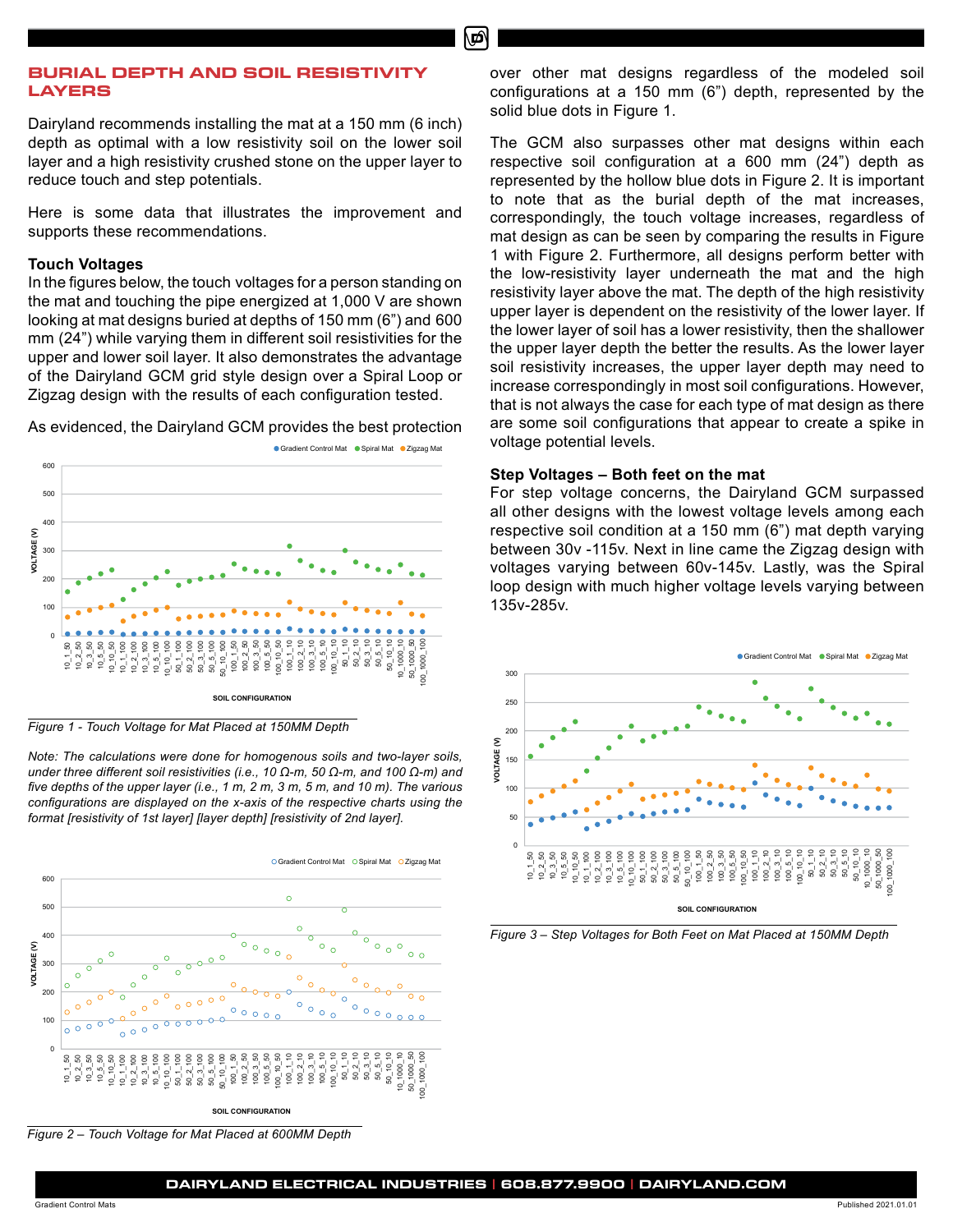## BURIAL DEPTH AND SOIL RESISTIVITY LAYERS

Dairyland recommends installing the mat at a 150 mm (6 inch) depth as optimal with a low resistivity soil on the lower soil layer and a high resistivity crushed stone on the upper layer to reduce touch and step potentials.

Here is some data that illustrates the improvement and supports these recommendations.

### Touch Voltages

In the figures below, the touch voltages for a person standing on the mat and touching the pipe energized at 1,000 V are shown looking at mat designs buried at depths of 150 mm (6") and 600 mm (24") while varying them in different soil resistivities for the upper and lower soil layer. It also demonstrates the advantage of the Dairyland GCM grid style design over a Spiral Loop or Zigzag design with the results of each configuration tested.

As evidenced, the Dairyland GCM provides the best protection over other mat designs regardless of the modeled soil configurations at a 150 mm (6") depth, represented by the solid blue dots in Figure 1.

*Figure 1 - Touch Voltage for Mat Placed at 150MM Depth*

*Note: The calculations were done for homogenous soils and two-layer soils, under three different soil resistivities (i.e., 10 Ω-m, 50 Ω-m, and 100 Ω-m) and five depths of the upper layer (i.e., 1 m, 2 m, 3 m, 5 m, and 10 m). The various configurations are displayed on the x-axis of the respective charts using the format [resistivity of 1st layer] [layer depth] [resistivity of 2nd layer].*

*Figure 2 – Touch Voltage for Mat Placed at 600MM Depth*

The GCM also surpasses other mat designs within each respective soil configuration at a 600 mm (24") depth as represented by the hollow blue dots in Figure 2. It is important to note that as the burial depth of the mat increases, correspondingly, the touch voltage increases, regardless of mat design as can be seen by comparing the results in Figure 1 with Figure 2. Furthermore, all designs perform better with the low-resistivity layer underneath the mat and the high resistivity layer above the mat. The depth of the high resistivity upper layer is dependent on the resistivity of the lower layer. If the lower layer of soil has a lower resistivity, then the shallower the upper layer depth the better the results. As the lower layer soil resistivity increases, the upper layer depth may need to increase correspondingly in most soil configurations. However, that is not always the case for each type of mat design as there are some soil configurations that appear to create a spike in voltage potential levels.

### Step Voltages – Both feet on the mat

For step voltage concerns, the Dairyland GCM surpassed all other designs with the lowest voltage levels among each respective soil condition at a 150 mm (6") mat depth varying between 30v -115v. Next in line came the Zigzag design with voltages varying between 60v-145v. Lastly, was the Spiral loop design with much higher voltage levels varying between 135v-285v.

*Figure 3 – Step Voltages for Both Feet on Mat Placed at 150MM Depth*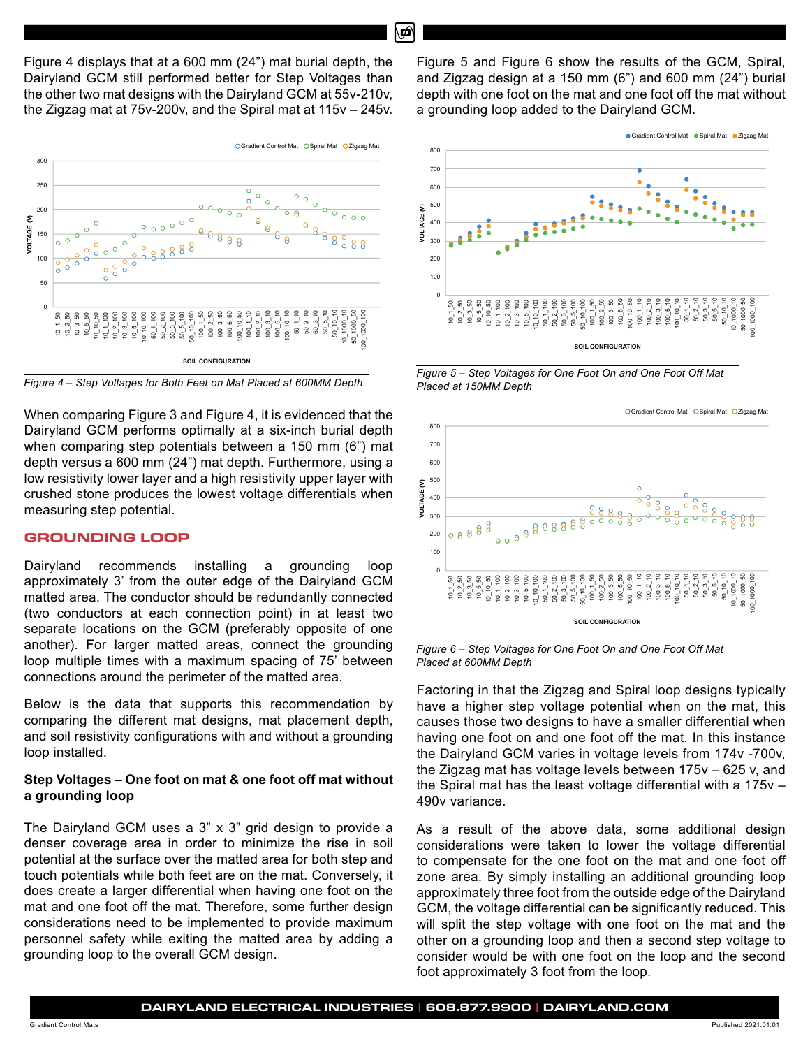Figure 4 displays that at a 600 mm (24") mat burial depth, the Dairyland GCM still performed better for Step Voltages than the other two mat designs with the Dairyland GCM at 55v-210v, the Zigzag mat at 75v-200v, and the Spiral mat at 115v – 245v.

*Figure 4 – Step Voltages for Both Feet on Mat Placed at 600MM Depth*

When comparing Figure 3 and Figure 4, it is evidenced that the Dairyland GCM performs optimally at a six-inch burial depth when comparing step potentials between a 150 mm (6") mat depth versus a 600 mm (24") mat depth. Furthermore, using a low resistivity lower layer and a high resistivity upper layer with crushed stone produces the lowest voltage differentials when measuring step potential.

## GROUNDING LOOP

Dairyland recommends installing a grounding loop approximately 3' from the outer edge of the Dairyland GCM matted area. The conductor should be redundantly connected (two conductors at each connection point) in at least two separate locations on the GCM (preferably opposite of one another). For larger matted areas, connect the grounding loop multiple times with a maximum spacing of 75' between connections around the perimeter of the matted area.

Below is the data that supports this recommendation by comparing the different mat designs, mat placement depth, and soil resistivity configurations with and without a grounding loop installed.

### Step Voltages – One foot on mat & one foot off mat without a grounding loop

The Dairyland GCM uses a 3" x 3" grid design to provide a denser coverage area in order to minimize the rise in soil potential at the surface over the matted area for both step and touch potentials while both feet are on the mat. Conversely, it does create a larger differential when having one foot on the mat and one foot off the mat. Therefore, some further design considerations need to be implemented to provide maximum personnel safety while exiting the matted area by adding a grounding loop to the overall GCM design.

Figure 5 and Figure 6 show the results of the GCM, Spiral, and Zigzag design at a 150 mm (6") and 600 mm (24") burial depth with one foot on the mat and one foot off the mat without a grounding loop added to the Dairyland GCM.

*Figure 5 – Step Voltages for One Foot On and One Foot Off Mat Placed at 150MM Depth*

*Figure 6 – Step Voltages for One Foot On and One Foot Off Mat Placed at 600MM Depth*

Factoring in that the Zigzag and Spiral loop designs typically have a higher step voltage potential when on the mat, this causes those two designs to have a smaller differential when having one foot on and one foot off the mat. In this instance the Dairyland GCM varies in voltage levels from 174v -700v, the Zigzag mat has voltage levels between 175v – 625 v, and the Spiral mat has the least voltage differential with a 175v – 490v variance.

As a result of the above data, some additional design considerations were taken to lower the voltage differential to compensate for the one foot on the mat and one foot off zone area. By simply installing an additional grounding loop approximately three foot from the outside edge of the Dairyland GCM, the voltage differential can be significantly reduced. This will split the step voltage with one foot on the mat and the other on a grounding loop and then a second step voltage to consider would be with one foot on the loop and the second foot approximately 3 foot from the loop.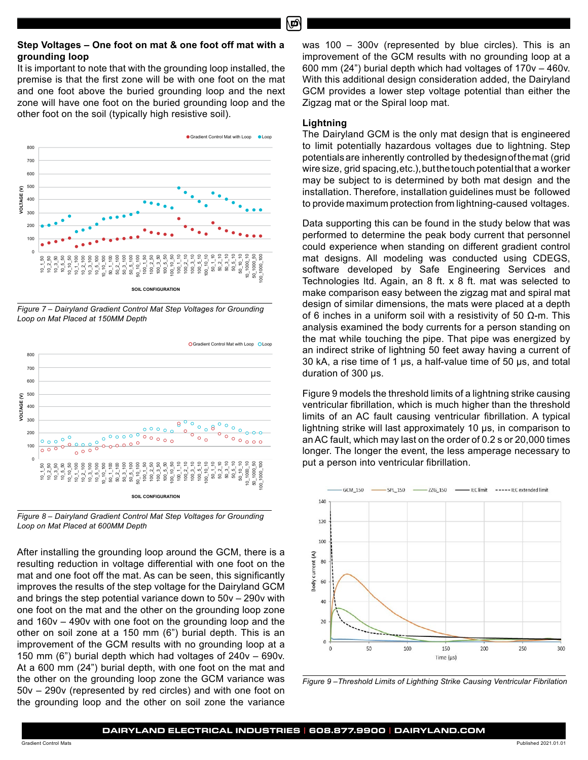### Step Voltages – One foot on mat & one foot off mat with a grounding loop

It is important to note that with the grounding loop installed, the premise is that the first zone will be with one foot on the mat and one foot above the buried grounding loop and the next zone will have one foot on the buried grounding loop and the other foot on the soil (typically high resistive soil).

*Figure 7 – Dairyland Gradient Control Mat Step Voltages for Grounding Loop on Mat Placed at 150MM Depth*

*Figure 8 – Dairyland Gradient Control Mat Step Voltages for Grounding Loop on Mat Placed at 600MM Depth*

After installing the grounding loop around the GCM, there is a resulting reduction in voltage differential with one foot on the mat and one foot off the mat. As can be seen, this significantly improves the results of the step voltage for the Dairyland GCM and brings the step potential variance down to 50v – 290v with one foot on the mat and the other on the grounding loop zone and 160v – 490v with one foot on the grounding loop and the other on soil zone at a 150 mm (6") burial depth. This is an improvement of the GCM results with no grounding loop at a 150 mm (6") burial depth which had voltages of 240v – 690v. At a 600 mm (24") burial depth, with one foot on the mat and the other on the grounding loop zone the GCM variance was 50v – 290v (represented by red circles) and with one foot on the grounding loop and the other on soil zone the variance was 100 – 300v (represented by blue circles). This is an improvement of the GCM results with no grounding loop at a 600 mm (24") burial depth which had voltages of 170v – 460v. With this additional design consideration added, the Dairyland GCM provides a lower step voltage potential than either the Zigzag mat or the Spiral loop mat.

### Lightning

The Dairyland GCM is the only mat design that is engineered to limit potentially hazardous voltages due to lightning. Step potentials are inherently controlled by the design of the mat (grid wire size, grid spacing, etc.), but the touch potential that a worker may be subject to is determined by both mat design and the installation. Therefore, installation guidelines must be followed to provide maximum protection from lightning-caused voltages.

Data supporting this can be found in the study below that was performed to determine the peak body current that personnel could experience when standing on different gradient control mat designs. All modeling was conducted using CDEGS, software developed by Safe Engineering Services and Technologies ltd. Again, an 8 ft. x 8 ft. mat was selected to make comparison easy between the zigzag mat and spiral mat design of similar dimensions, the mats were placed at a depth of 6 inches in a uniform soil with a resistivity of 50 Ω-m. This analysis examined the body currents for a person standing on the mat while touching the pipe. That pipe was energized by an indirect strike of lightning 50 feet away having a current of 30 kA, a rise time of 1 μs, a half-value time of 50 μs, and total duration of 300 μs.

Figure 9 models the threshold limits of a lightning strike causing ventricular fibrillation, which is much higher than the threshold limits of an AC fault causing ventricular fibrillation. A typical lightning strike will last approximately 10 μs, in comparison to an AC fault, which may last on the order of 0.2 s or 20,000 times longer. The longer the event, the less amperage necessary to put a person into ventricular fibrillation.

*Figure 9 –Threshold Limits of Lighthing Strike Causing Ventricular Fibrilation*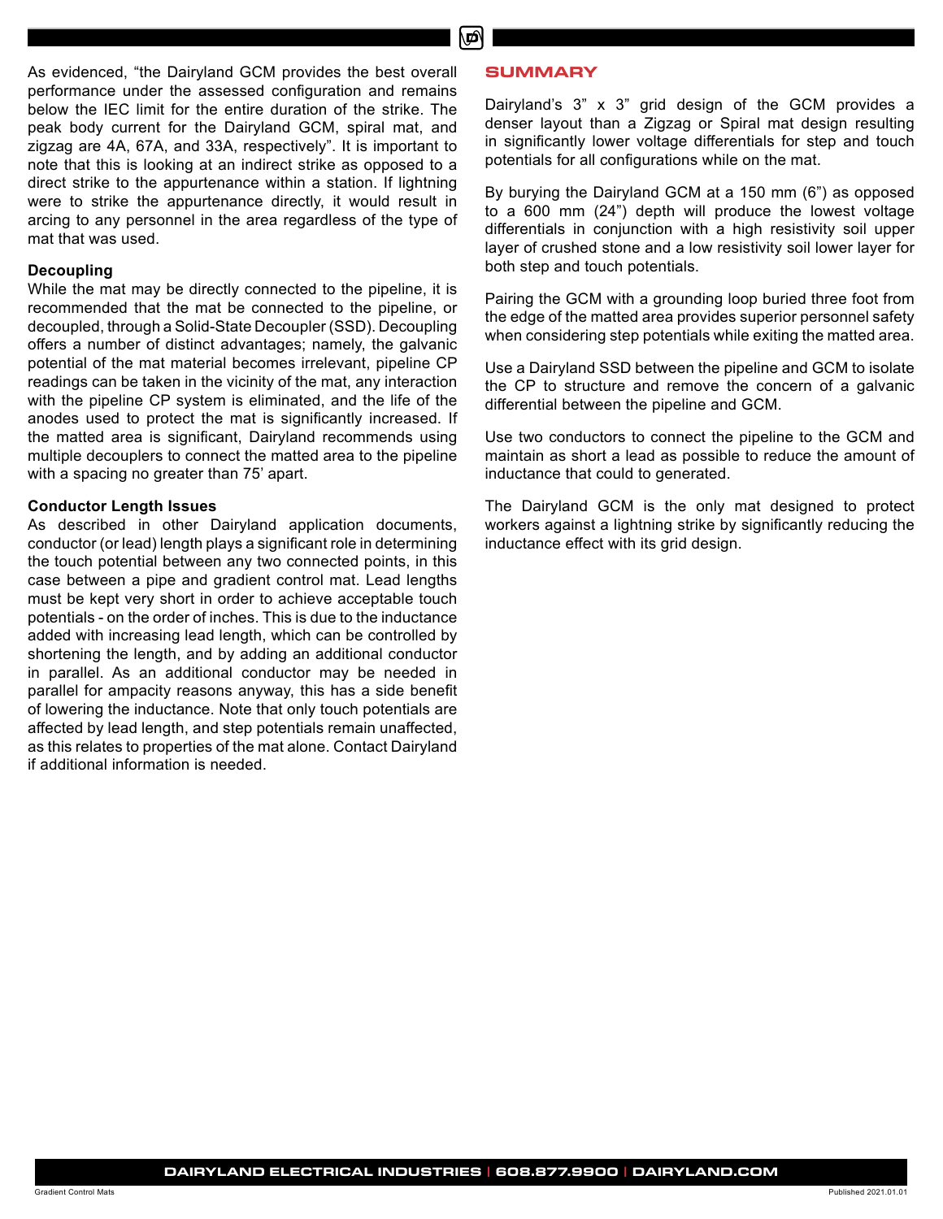As evidenced, "the Dairyland GCM provides the best overall performance under the assessed configuration and remains below the IEC limit for the entire duration of the strike. The peak body current for the Dairyland GCM, spiral mat, and zigzag are 4A, 67A, and 33A, respectively". It is important to note that this is looking at an indirect strike as opposed to a direct strike to the appurtenance within a station. If lightning were to strike the appurtenance directly, it would result in arcing to any personnel in the area regardless of the type of mat that was used.

**Decoupling**

While the mat may be directly connected to the pipeline, it is recommended that the mat be connected to the pipeline, or decoupled, through a Solid-State Decoupler (SSD). Decoupling offers a number of distinct advantages; namely, the galvanic potential of the mat material becomes irrelevant, pipeline CP readings can be taken in the vicinity of the mat, any interaction with the pipeline CP system is eliminated, and the life of the anodes used to protect the mat is significantly increased. If the matted area is significant, Dairyland recommends using multiple decouplers to connect the matted area to the pipeline with a spacing no greater than 75' apart.

**Conductor Length Issues**

As described in other Dairyland application documents, conductor (or lead) length plays a significant role in determining the touch potential between any two connected points, in this case between a pipe and gradient control mat. Lead lengths must be kept very short in order to achieve acceptable touch potentials - on the order of inches. This is due to the inductance added with increasing lead length, which can be controlled by shortening the length, and by adding an additional conductor in parallel. As an additional conductor may be needed in parallel for ampacity reasons anyway, this has a side benefit of lowering the inductance. Note that only touch potentials are affected by lead length, and step potentials remain unaffected, as this relates to properties of the mat alone. Contact Dairyland if additional information is needed.

## SUMMARY

Dairyland's 3" x 3" grid design of the GCM provides a denser layout than a Zigzag or Spiral mat design resulting in significantly lower voltage differentials for step and touch potentials for all configurations while on the mat.

By burying the Dairyland GCM at a 150 mm (6") as opposed to a 600 mm (24") depth will produce the lowest voltage differentials in conjunction with a high resistivity soil upper layer of crushed stone and a low resistivity soil lower layer for both step and touch potentials.

Pairing the GCM with a grounding loop buried three foot from the edge of the matted area provides superior personnel safety when considering step potentials while exiting the matted area.

Use a Dairyland SSD between the pipeline and GCM to isolate the CP to structure and remove the concern of a galvanic differential between the pipeline and GCM.

Use two conductors to connect the pipeline to the GCM and maintain as short a lead as possible to reduce the amount of inductance that could to generated.

The Dairyland GCM is the only mat designed to protect workers against a lightning strike by significantly reducing the inductance effect with its grid design.